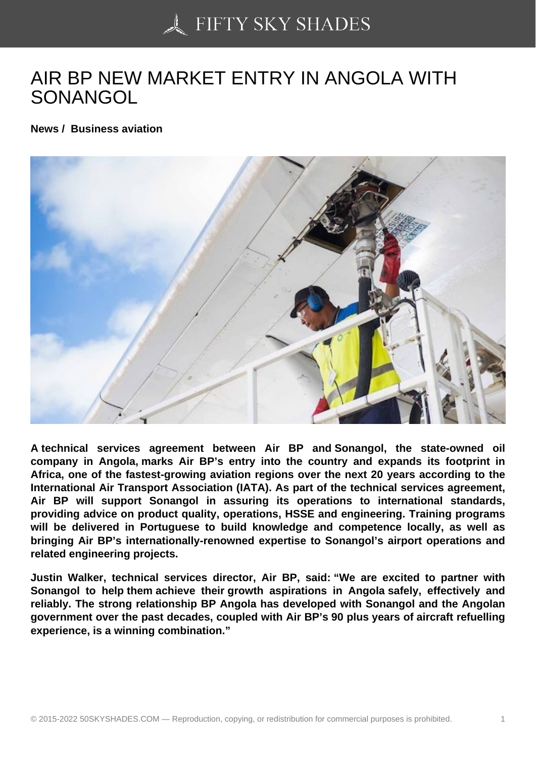# AIR BP NEW MARKET ENTRY IN ANGOLA WITH SONANGOL

**News / Business aviation**

**A technical services agreement between Air BP and Sonangol, the state-owned oil company in Angola, marks Air BP's entry into the country and expands its footprint in Africa, one of the fastest-growing aviation regions over the next 20 years according to the International Air Transport Association (IATA). As part of the technical services agreement, Air BP will support Sonangol in assuring its operations to international standards, providing advice on product quality, operations, HSSE and engineering. Training programs will be delivered in Portuguese to build knowledge and competence locally, as well as bringing Air BP's internationally-renowned expertise to Sonangol's airport operations and related engineering projects.**

**Justin Walker, technical services director, Air BP, said: "We are excited to partner with Sonangol to help them achieve their growth aspirations in Angola safely, effectively and reliably. The strong relationship BP Angola has developed with Sonangol and the Angolan government over the past decades, coupled with Air BP's 90 plus years of aircraft refuelling experience, is a winning combination."**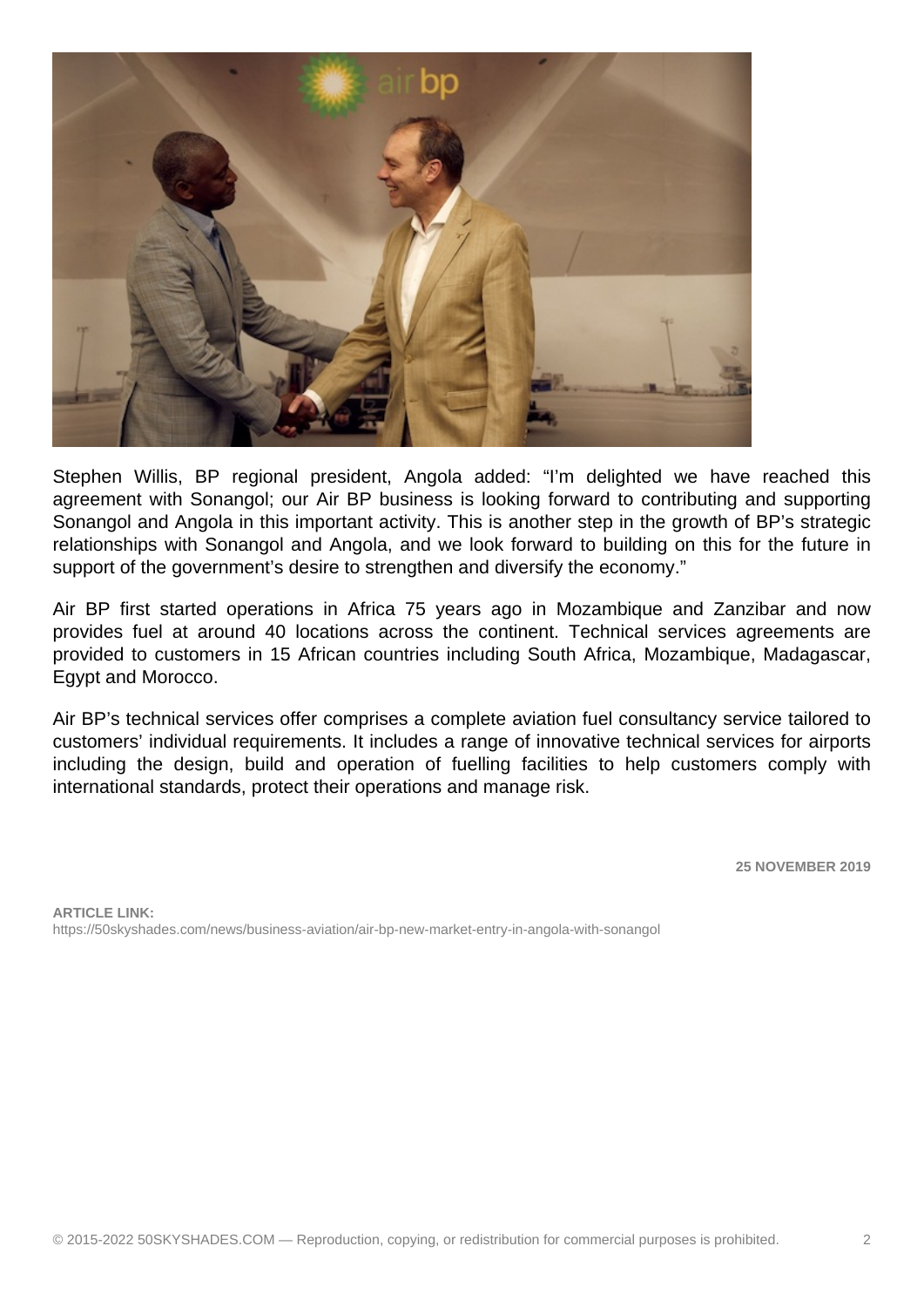Stephen Willis, BP regional president, Angola added: “I’m delighted we have reached this agreement with Sonangol; our Air BP business is looking forward to contributing and supporting Sonangol and Angola in this important activity. This is another step in the growth of BP’s strategic relationships with Sonangol and Angola, and we look forward to building on this for the future in support of the government’s desire to strengthen and diversify the economy.”

Air BP first started operations in Africa 75 years ago in Mozambique and Zanzibar and now provides fuel at around 40 locations across the continent. Technical services agreements are provided to customers in 15 African countries including South Africa, Mozambique, Madagascar, Egypt and Morocco.

Air BP’s technical services offer comprises a complete aviation fuel consultancy service tailored to customers’ individual requirements. It includes a range of innovative technical services for airports including the design, build and operation of fuelling facilities to help customers comply with international standards, protect their operations and manage risk.

**25 NOVEMBER 2019**

**ARTICLE LINK:**
https://50skyshades.com/news/business-aviation/air-bp-new-market-entry-in-angola-with-sonangol